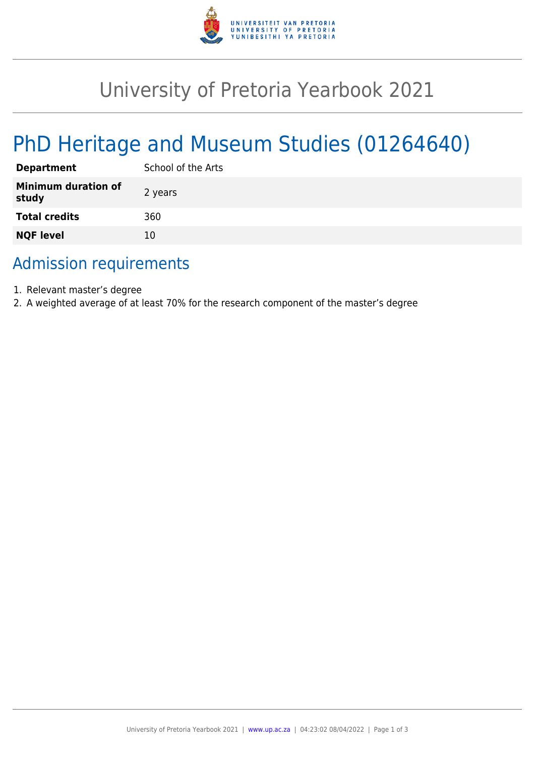# University of Pretoria Yearbook 2021

## PhD Heritage and Museum Studies (01264640)

| | |
|---|---|
| **Department** | School of the Arts |
| **Minimum duration of study** | 2 years |
| **Total credits** | 360 |
| **NQF level** | 10 |

## Admission requirements

1. Relevant master’s degree
2. A weighted average of at least 70% for the research component of the master’s degree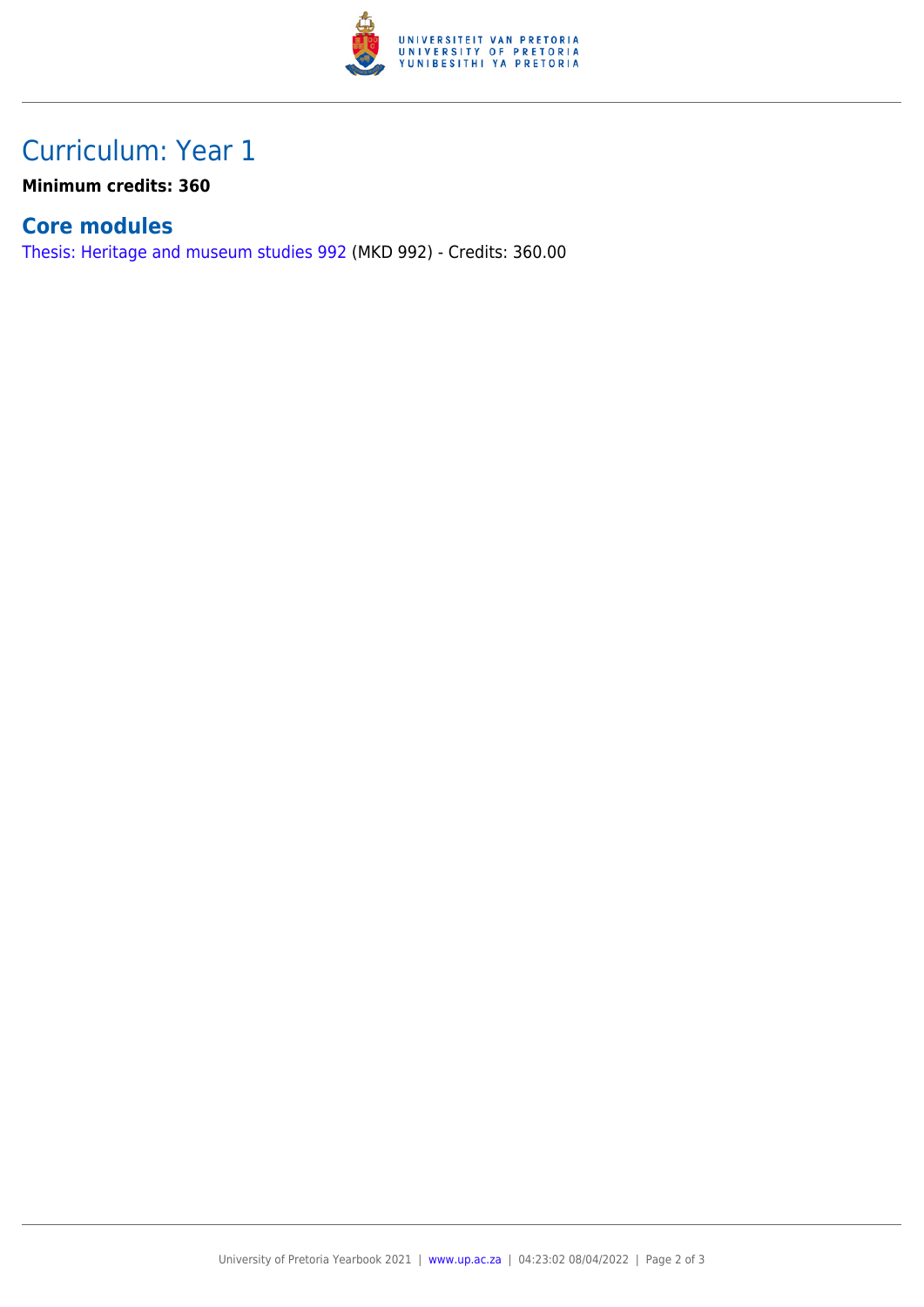# Curriculum: Year 1

**Minimum credits: 360**

## Core modules

Thesis: Heritage and museum studies 992 (MKD 992) - Credits: 360.00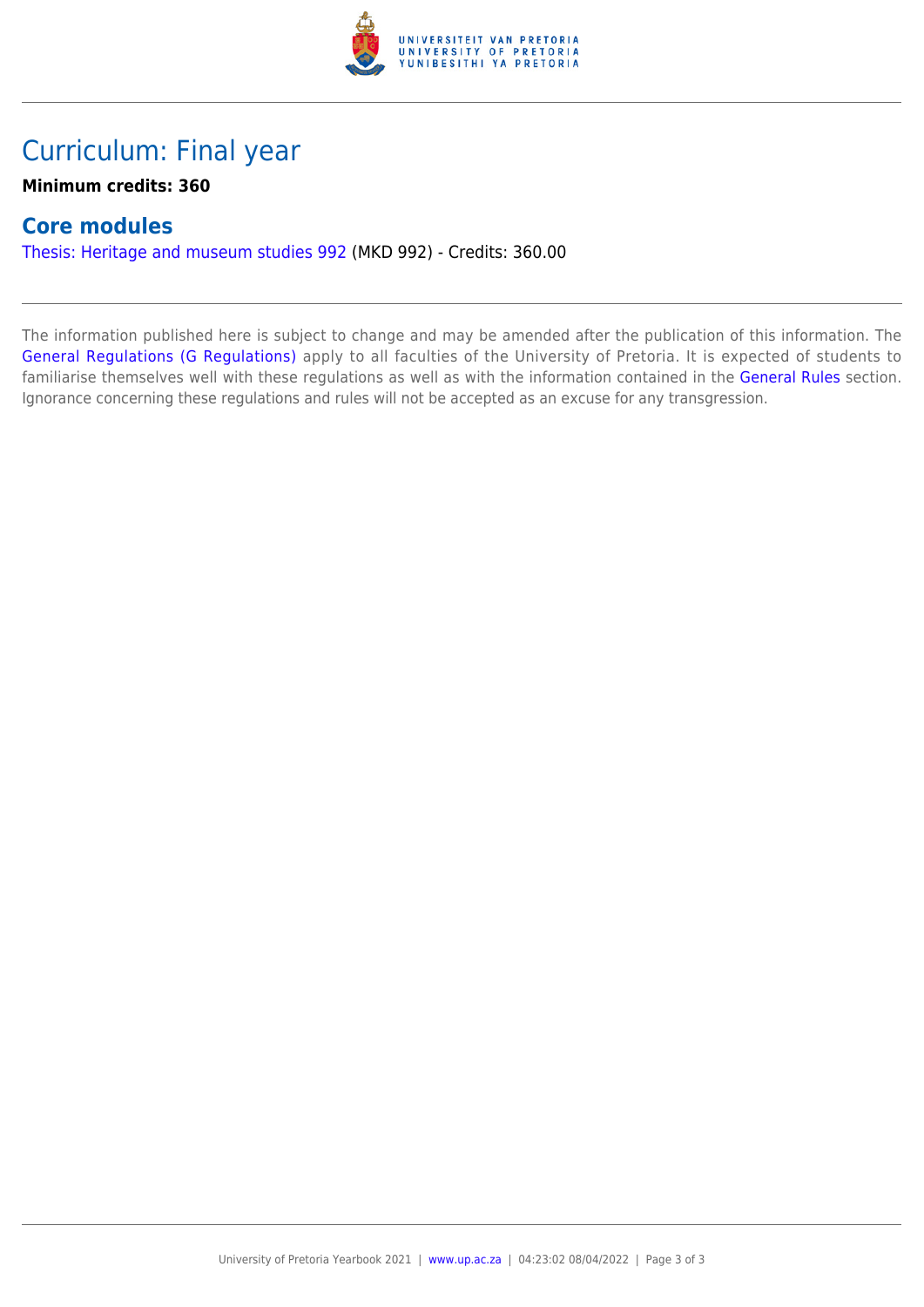## Curriculum: Final year

**Minimum credits: 360**

### Core modules

Thesis: Heritage and museum studies 992 (MKD 992) - Credits: 360.00

---

The information published here is subject to change and may be amended after the publication of this information. The General Regulations (G Regulations) apply to all faculties of the University of Pretoria. It is expected of students to familiarise themselves well with these regulations as well as with the information contained in the General Rules section. Ignorance concerning these regulations and rules will not be accepted as an excuse for any transgression.